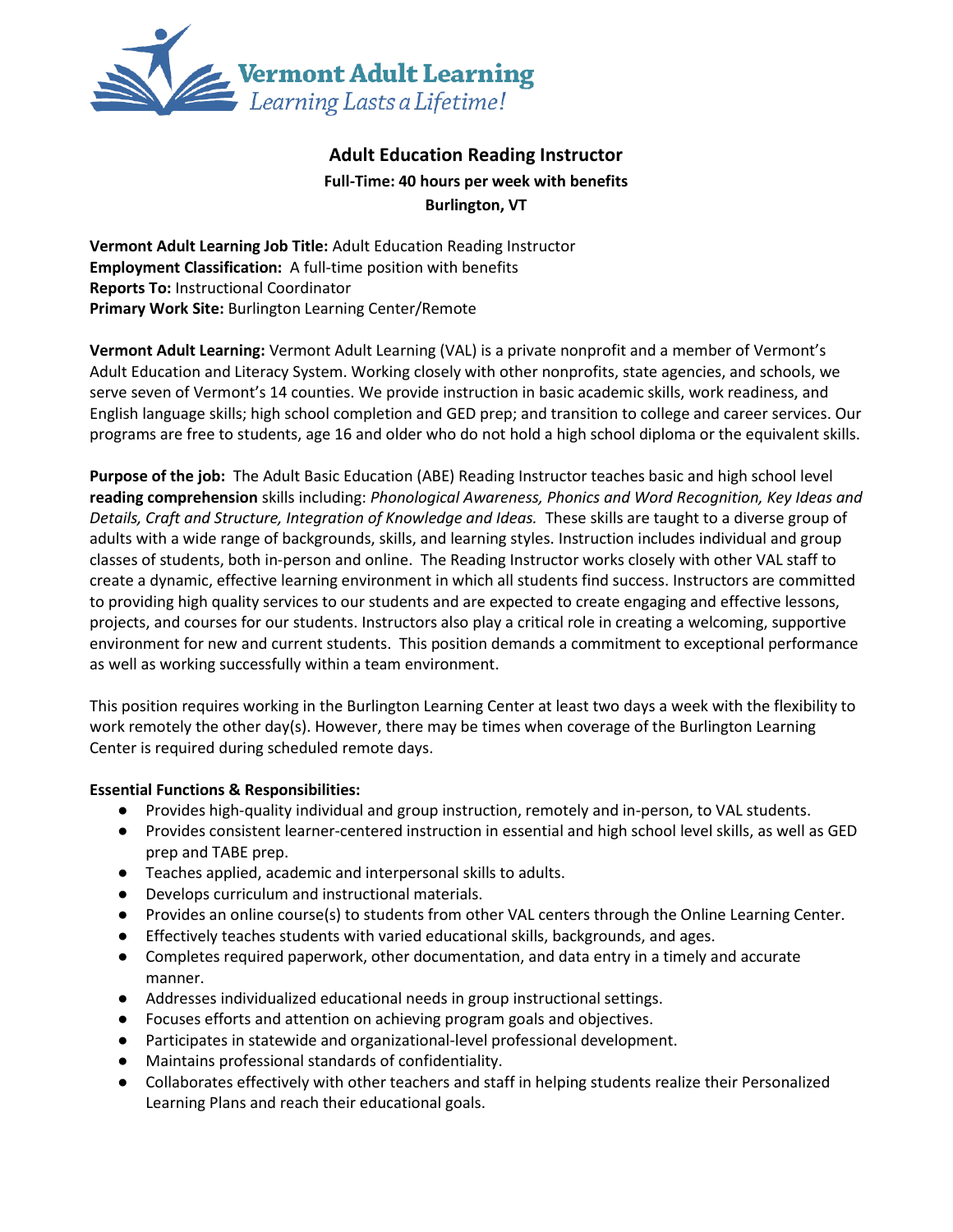Vermont Adult Learning
*Learning Lasts a Lifetime!*

# Adult Education Reading Instructor

**Full-Time: 40 hours per week with benefits**

**Burlington, VT**

**Vermont Adult Learning Job Title:** Adult Education Reading Instructor
**Employment Classification:** A full-time position with benefits
**Reports To:** Instructional Coordinator
**Primary Work Site:** Burlington Learning Center/Remote

**Vermont Adult Learning:** Vermont Adult Learning (VAL) is a private nonprofit and a member of Vermont's Adult Education and Literacy System. Working closely with other nonprofits, state agencies, and schools, we serve seven of Vermont's 14 counties. We provide instruction in basic academic skills, work readiness, and English language skills; high school completion and GED prep; and transition to college and career services. Our programs are free to students, age 16 and older who do not hold a high school diploma or the equivalent skills.

**Purpose of the job:** The Adult Basic Education (ABE) Reading Instructor teaches basic and high school level **reading comprehension** skills including: *Phonological Awareness, Phonics and Word Recognition, Key Ideas and Details, Craft and Structure, Integration of Knowledge and Ideas.* These skills are taught to a diverse group of adults with a wide range of backgrounds, skills, and learning styles. Instruction includes individual and group classes of students, both in-person and online. The Reading Instructor works closely with other VAL staff to create a dynamic, effective learning environment in which all students find success. Instructors are committed to providing high quality services to our students and are expected to create engaging and effective lessons, projects, and courses for our students. Instructors also play a critical role in creating a welcoming, supportive environment for new and current students. This position demands a commitment to exceptional performance as well as working successfully within a team environment.

This position requires working in the Burlington Learning Center at least two days a week with the flexibility to work remotely the other day(s). However, there may be times when coverage of the Burlington Learning Center is required during scheduled remote days.

**Essential Functions & Responsibilities:**

- Provides high-quality individual and group instruction, remotely and in-person, to VAL students.
- Provides consistent learner-centered instruction in essential and high school level skills, as well as GED prep and TABE prep.
- Teaches applied, academic and interpersonal skills to adults.
- Develops curriculum and instructional materials.
- Provides an online course(s) to students from other VAL centers through the Online Learning Center.
- Effectively teaches students with varied educational skills, backgrounds, and ages.
- Completes required paperwork, other documentation, and data entry in a timely and accurate manner.
- Addresses individualized educational needs in group instructional settings.
- Focuses efforts and attention on achieving program goals and objectives.
- Participates in statewide and organizational-level professional development.
- Maintains professional standards of confidentiality.
- Collaborates effectively with other teachers and staff in helping students realize their Personalized Learning Plans and reach their educational goals.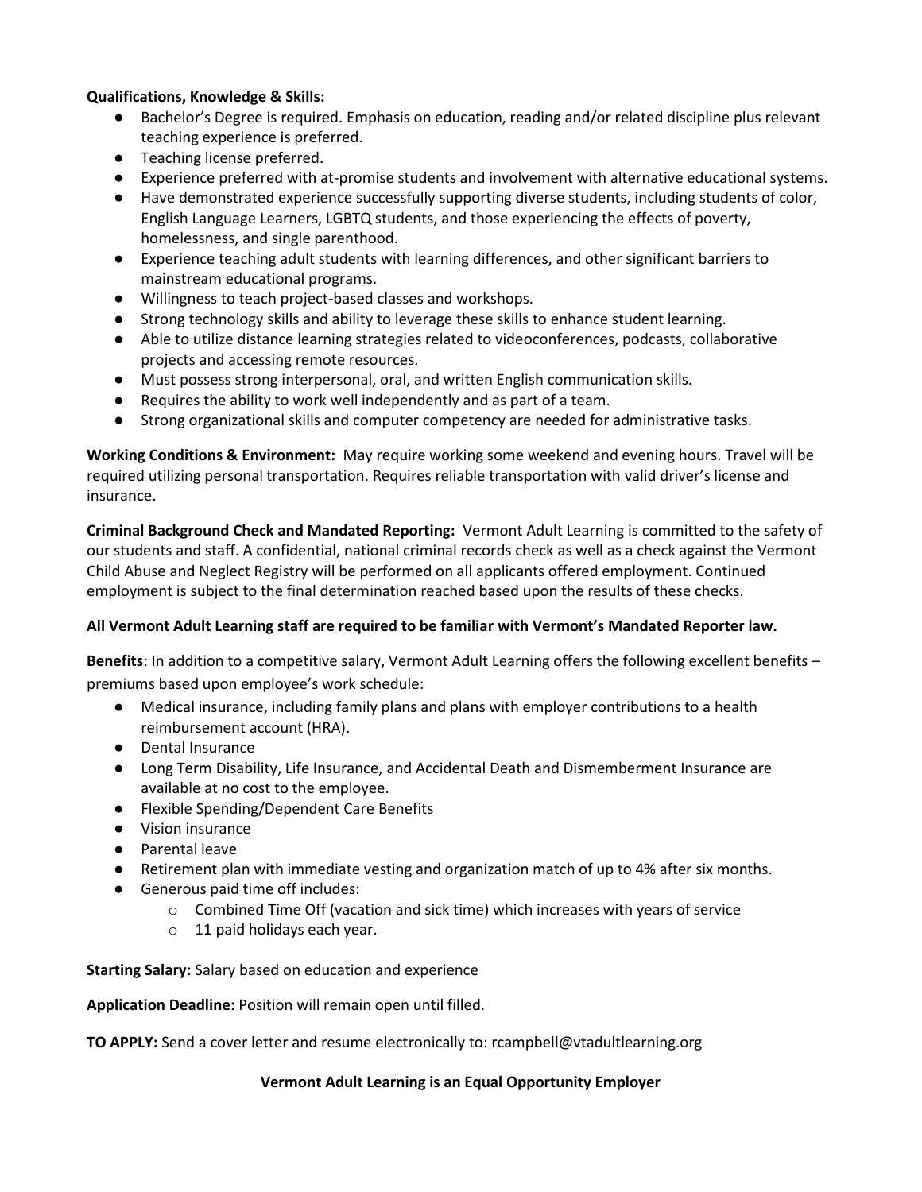**Qualifications, Knowledge & Skills:**

- Bachelor's Degree is required. Emphasis on education, reading and/or related discipline plus relevant teaching experience is preferred.
- Teaching license preferred.
- Experience preferred with at-promise students and involvement with alternative educational systems.
- Have demonstrated experience successfully supporting diverse students, including students of color, English Language Learners, LGBTQ students, and those experiencing the effects of poverty, homelessness, and single parenthood.
- Experience teaching adult students with learning differences, and other significant barriers to mainstream educational programs.
- Willingness to teach project-based classes and workshops.
- Strong technology skills and ability to leverage these skills to enhance student learning.
- Able to utilize distance learning strategies related to videoconferences, podcasts, collaborative projects and accessing remote resources.
- Must possess strong interpersonal, oral, and written English communication skills.
- Requires the ability to work well independently and as part of a team.
- Strong organizational skills and computer competency are needed for administrative tasks.

**Working Conditions & Environment:** May require working some weekend and evening hours. Travel will be required utilizing personal transportation. Requires reliable transportation with valid driver's license and insurance.

**Criminal Background Check and Mandated Reporting:** Vermont Adult Learning is committed to the safety of our students and staff. A confidential, national criminal records check as well as a check against the Vermont Child Abuse and Neglect Registry will be performed on all applicants offered employment. Continued employment is subject to the final determination reached based upon the results of these checks.

**All Vermont Adult Learning staff are required to be familiar with Vermont's Mandated Reporter law.**

**Benefits**: In addition to a competitive salary, Vermont Adult Learning offers the following excellent benefits – premiums based upon employee's work schedule:

- Medical insurance, including family plans and plans with employer contributions to a health reimbursement account (HRA).
- Dental Insurance
- Long Term Disability, Life Insurance, and Accidental Death and Dismemberment Insurance are available at no cost to the employee.
- Flexible Spending/Dependent Care Benefits
- Vision insurance
- Parental leave
- Retirement plan with immediate vesting and organization match of up to 4% after six months.
- Generous paid time off includes:
    - Combined Time Off (vacation and sick time) which increases with years of service
    - 11 paid holidays each year.

**Starting Salary:** Salary based on education and experience

**Application Deadline:** Position will remain open until filled.

**TO APPLY:** Send a cover letter and resume electronically to: rcampbell@vtadultlearning.org

**Vermont Adult Learning is an Equal Opportunity Employer**